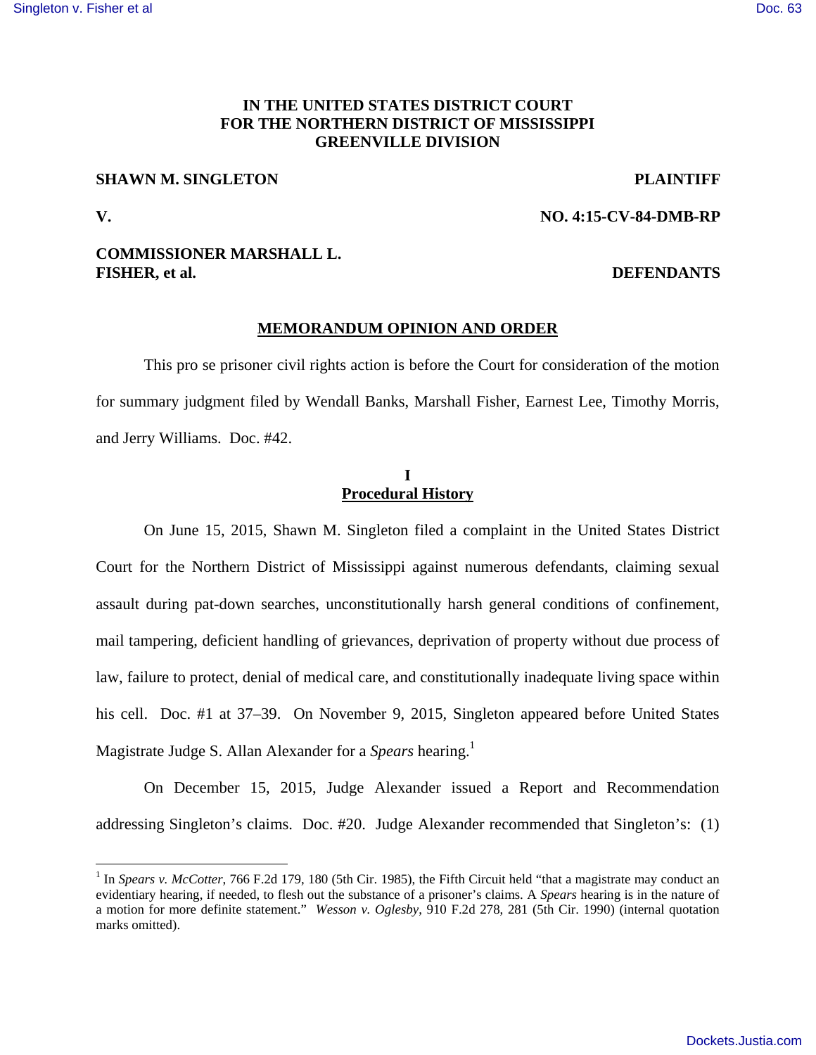**IN THE UNITED STATES DISTRICT COURT**
**FOR THE NORTHERN DISTRICT OF MISSISSIPPI**
**GREENVILLE DIVISION**

**SHAWN M. SINGLETON** **PLAINTIFF**

**V.** **NO. 4:15-CV-84-DMB-RP**

**COMMISSIONER MARSHALL L. FISHER, et al.** **DEFENDANTS**

## MEMORANDUM OPINION AND ORDER

This pro se prisoner civil rights action is before the Court for consideration of the motion for summary judgment filed by Wendall Banks, Marshall Fisher, Earnest Lee, Timothy Morris, and Jerry Williams. Doc. #42.

## I
## Procedural History

On June 15, 2015, Shawn M. Singleton filed a complaint in the United States District Court for the Northern District of Mississippi against numerous defendants, claiming sexual assault during pat-down searches, unconstitutionally harsh general conditions of confinement, mail tampering, deficient handling of grievances, deprivation of property without due process of law, failure to protect, denial of medical care, and constitutionally inadequate living space within his cell. Doc. #1 at 37–39. On November 9, 2015, Singleton appeared before United States Magistrate Judge S. Allan Alexander for a *Spears* hearing.[1]

On December 15, 2015, Judge Alexander issued a Report and Recommendation addressing Singleton's claims. Doc. #20. Judge Alexander recommended that Singleton's: (1)

---

[1] In *Spears v. McCotter*, 766 F.2d 179, 180 (5th Cir. 1985), the Fifth Circuit held "that a magistrate may conduct an evidentiary hearing, if needed, to flesh out the substance of a prisoner's claims. A *Spears* hearing is in the nature of a motion for more definite statement." *Wesson v. Oglesby*, 910 F.2d 278, 281 (5th Cir. 1990) (internal quotation marks omitted).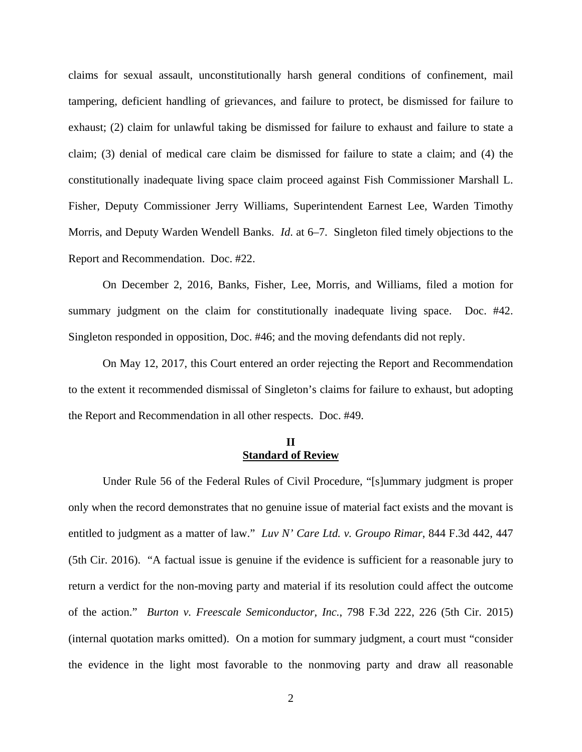claims for sexual assault, unconstitutionally harsh general conditions of confinement, mail tampering, deficient handling of grievances, and failure to protect, be dismissed for failure to exhaust; (2) claim for unlawful taking be dismissed for failure to exhaust and failure to state a claim; (3) denial of medical care claim be dismissed for failure to state a claim; and (4) the constitutionally inadequate living space claim proceed against Fish Commissioner Marshall L. Fisher, Deputy Commissioner Jerry Williams, Superintendent Earnest Lee, Warden Timothy Morris, and Deputy Warden Wendell Banks. *Id.* at 6–7. Singleton filed timely objections to the Report and Recommendation. Doc. #22.

On December 2, 2016, Banks, Fisher, Lee, Morris, and Williams, filed a motion for summary judgment on the claim for constitutionally inadequate living space. Doc. #42. Singleton responded in opposition, Doc. #46; and the moving defendants did not reply.

On May 12, 2017, this Court entered an order rejecting the Report and Recommendation to the extent it recommended dismissal of Singleton's claims for failure to exhaust, but adopting the Report and Recommendation in all other respects. Doc. #49.

## II
## Standard of Review

Under Rule 56 of the Federal Rules of Civil Procedure, "[s]ummary judgment is proper only when the record demonstrates that no genuine issue of material fact exists and the movant is entitled to judgment as a matter of law." *Luv N' Care Ltd. v. Groupo Rimar*, 844 F.3d 442, 447 (5th Cir. 2016). "A factual issue is genuine if the evidence is sufficient for a reasonable jury to return a verdict for the non-moving party and material if its resolution could affect the outcome of the action." *Burton v. Freescale Semiconductor, Inc.*, 798 F.3d 222, 226 (5th Cir. 2015) (internal quotation marks omitted). On a motion for summary judgment, a court must "consider the evidence in the light most favorable to the nonmoving party and draw all reasonable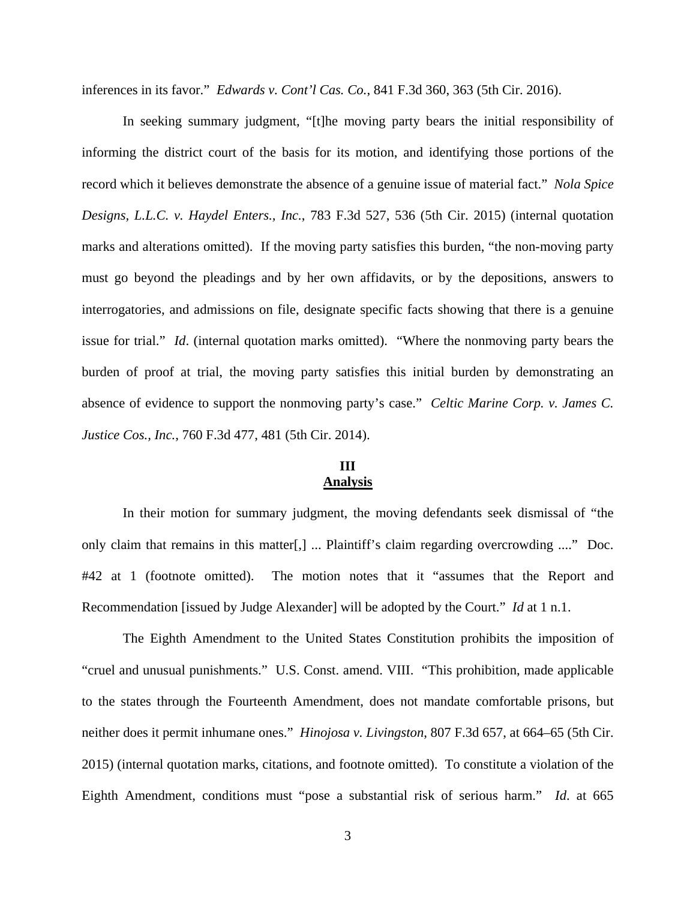inferences in its favor." *Edwards v. Cont'l Cas. Co.*, 841 F.3d 360, 363 (5th Cir. 2016).

In seeking summary judgment, "[t]he moving party bears the initial responsibility of informing the district court of the basis for its motion, and identifying those portions of the record which it believes demonstrate the absence of a genuine issue of material fact." *Nola Spice Designs, L.L.C. v. Haydel Enters., Inc.*, 783 F.3d 527, 536 (5th Cir. 2015) (internal quotation marks and alterations omitted). If the moving party satisfies this burden, "the non-moving party must go beyond the pleadings and by her own affidavits, or by the depositions, answers to interrogatories, and admissions on file, designate specific facts showing that there is a genuine issue for trial." *Id*. (internal quotation marks omitted). "Where the nonmoving party bears the burden of proof at trial, the moving party satisfies this initial burden by demonstrating an absence of evidence to support the nonmoving party's case." *Celtic Marine Corp. v. James C. Justice Cos., Inc.*, 760 F.3d 477, 481 (5th Cir. 2014).

## III
## Analysis

In their motion for summary judgment, the moving defendants seek dismissal of "the only claim that remains in this matter[,] ... Plaintiff's claim regarding overcrowding ...." Doc. #42 at 1 (footnote omitted). The motion notes that it "assumes that the Report and Recommendation [issued by Judge Alexander] will be adopted by the Court." *Id* at 1 n.1.

The Eighth Amendment to the United States Constitution prohibits the imposition of "cruel and unusual punishments." U.S. Const. amend. VIII. "This prohibition, made applicable to the states through the Fourteenth Amendment, does not mandate comfortable prisons, but neither does it permit inhumane ones." *Hinojosa v. Livingston*, 807 F.3d 657, at 664–65 (5th Cir. 2015) (internal quotation marks, citations, and footnote omitted). To constitute a violation of the Eighth Amendment, conditions must "pose a substantial risk of serious harm." *Id*. at 665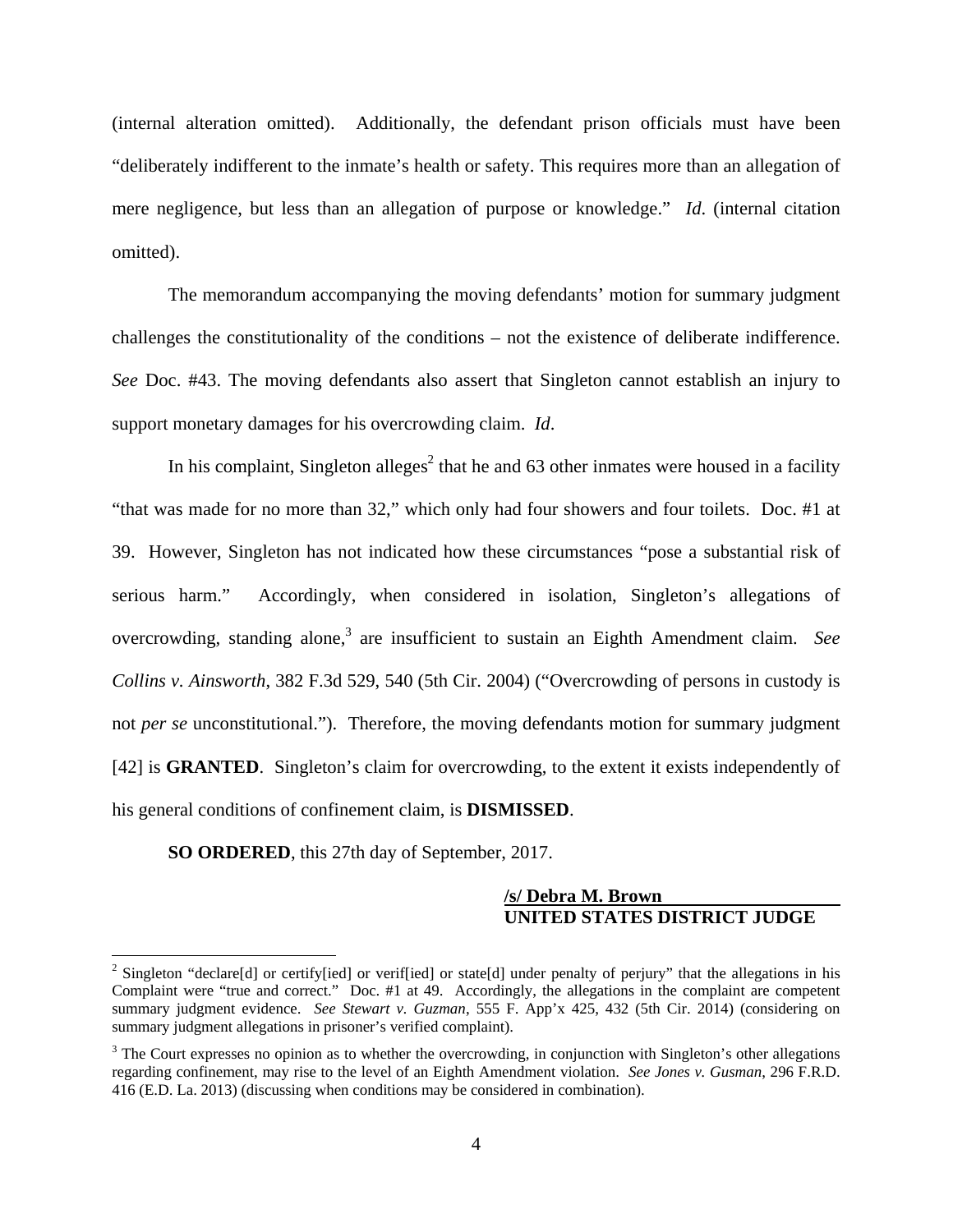(internal alteration omitted). Additionally, the defendant prison officials must have been "deliberately indifferent to the inmate's health or safety. This requires more than an allegation of mere negligence, but less than an allegation of purpose or knowledge." *Id*. (internal citation omitted).

The memorandum accompanying the moving defendants' motion for summary judgment challenges the constitutionality of the conditions – not the existence of deliberate indifference. *See* Doc. #43. The moving defendants also assert that Singleton cannot establish an injury to support monetary damages for his overcrowding claim. *Id*.

In his complaint, Singleton alleges[2] that he and 63 other inmates were housed in a facility "that was made for no more than 32," which only had four showers and four toilets. Doc. #1 at 39. However, Singleton has not indicated how these circumstances "pose a substantial risk of serious harm." Accordingly, when considered in isolation, Singleton's allegations of overcrowding, standing alone,[3] are insufficient to sustain an Eighth Amendment claim. *See Collins v. Ainsworth*, 382 F.3d 529, 540 (5th Cir. 2004) ("Overcrowding of persons in custody is not *per se* unconstitutional."). Therefore, the moving defendants motion for summary judgment [42] is **GRANTED**. Singleton's claim for overcrowding, to the extent it exists independently of his general conditions of confinement claim, is **DISMISSED**.

**SO ORDERED**, this 27th day of September, 2017.

**/s/ Debra M. Brown**
**UNITED STATES DISTRICT JUDGE**

---

[2] Singleton "declare[d] or certify[ied] or verif[ied] or state[d] under penalty of perjury" that the allegations in his Complaint were "true and correct." Doc. #1 at 49. Accordingly, the allegations in the complaint are competent summary judgment evidence. *See Stewart v. Guzman*, 555 F. App'x 425, 432 (5th Cir. 2014) (considering on summary judgment allegations in prisoner's verified complaint).

[3] The Court expresses no opinion as to whether the overcrowding, in conjunction with Singleton's other allegations regarding confinement, may rise to the level of an Eighth Amendment violation. *See Jones v. Gusman*, 296 F.R.D. 416 (E.D. La. 2013) (discussing when conditions may be considered in combination).